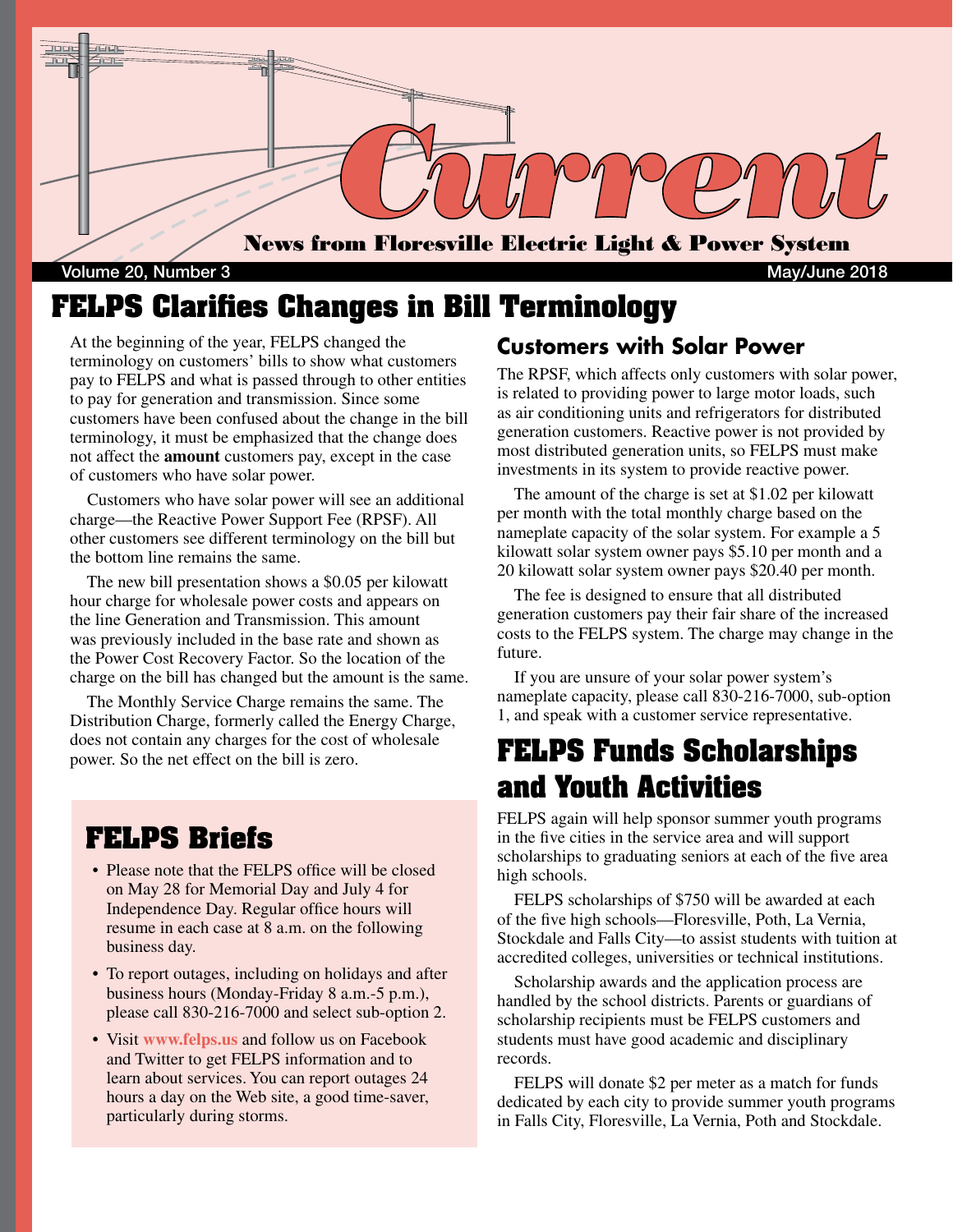# Current

News from Floresville Electric Light & Power System

Volume 20, Number 3 — May/June 2018

## FELPS Clarifies Changes in Bill Terminology

At the beginning of the year, FELPS changed the terminology on customers' bills to show what customers pay to FELPS and what is passed through to other entities to pay for generation and transmission. Since some customers have been confused about the change in the bill terminology, it must be emphasized that the change does not affect the **amount** customers pay, except in the case of customers who have solar power.

Customers who have solar power will see an additional charge—the Reactive Power Support Fee (RPSF). All other customers see different terminology on the bill but the bottom line remains the same.

The new bill presentation shows a $0.05 per kilowatt hour charge for wholesale power costs and appears on the line Generation and Transmission. This amount was previously included in the base rate and shown as the Power Cost Recovery Factor. So the location of the charge on the bill has changed but the amount is the same.

The Monthly Service Charge remains the same. The Distribution Charge, formerly called the Energy Charge, does not contain any charges for the cost of wholesale power. So the net effect on the bill is zero.

### Customers with Solar Power

The RPSF, which affects only customers with solar power, is related to providing power to large motor loads, such as air conditioning units and refrigerators for distributed generation customers. Reactive power is not provided by most distributed generation units, so FELPS must make investments in its system to provide reactive power.

The amount of the charge is set at $1.02 per kilowatt per month with the total monthly charge based on the nameplate capacity of the solar system. For example a 5 kilowatt solar system owner pays $5.10 per month and a 20 kilowatt solar system owner pays $20.40 per month.

The fee is designed to ensure that all distributed generation customers pay their fair share of the increased costs to the FELPS system. The charge may change in the future.

If you are unsure of your solar power system's nameplate capacity, please call 830-216-7000, sub-option 1, and speak with a customer service representative.

## FELPS Briefs

- Please note that the FELPS office will be closed on May 28 for Memorial Day and July 4 for Independence Day. Regular office hours will resume in each case at 8 a.m. on the following business day.
- To report outages, including on holidays and after business hours (Monday-Friday 8 a.m.-5 p.m.), please call 830-216-7000 and select sub-option 2.
- Visit **www.felps.us** and follow us on Facebook and Twitter to get FELPS information and to learn about services. You can report outages 24 hours a day on the Web site, a good time-saver, particularly during storms.

## FELPS Funds Scholarships and Youth Activities

FELPS again will help sponsor summer youth programs in the five cities in the service area and will support scholarships to graduating seniors at each of the five area high schools.

FELPS scholarships of $750 will be awarded at each of the five high schools—Floresville, Poth, La Vernia, Stockdale and Falls City—to assist students with tuition at accredited colleges, universities or technical institutions.

Scholarship awards and the application process are handled by the school districts. Parents or guardians of scholarship recipients must be FELPS customers and students must have good academic and disciplinary records.

FELPS will donate $2 per meter as a match for funds dedicated by each city to provide summer youth programs in Falls City, Floresville, La Vernia, Poth and Stockdale.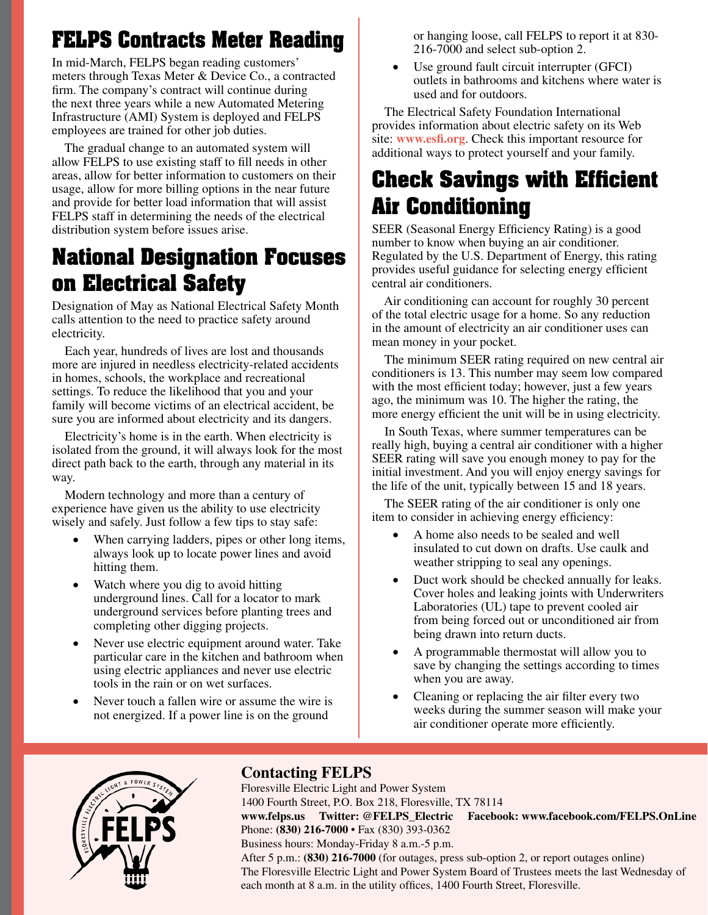## FELPS Contracts Meter Reading

In mid-March, FELPS began reading customers' meters through Texas Meter & Device Co., a contracted firm. The company's contract will continue during the next three years while a new Automated Metering Infrastructure (AMI) System is deployed and FELPS employees are trained for other job duties.

The gradual change to an automated system will allow FELPS to use existing staff to fill needs in other areas, allow for better information to customers on their usage, allow for more billing options in the near future and provide for better load information that will assist FELPS staff in determining the needs of the electrical distribution system before issues arise.

## National Designation Focuses on Electrical Safety

Designation of May as National Electrical Safety Month calls attention to the need to practice safety around electricity.

Each year, hundreds of lives are lost and thousands more are injured in needless electricity-related accidents in homes, schools, the workplace and recreational settings. To reduce the likelihood that you and your family will become victims of an electrical accident, be sure you are informed about electricity and its dangers.

Electricity's home is in the earth. When electricity is isolated from the ground, it will always look for the most direct path back to the earth, through any material in its way.

Modern technology and more than a century of experience have given us the ability to use electricity wisely and safely. Just follow a few tips to stay safe:

- When carrying ladders, pipes or other long items, always look up to locate power lines and avoid hitting them.
- Watch where you dig to avoid hitting underground lines. Call for a locator to mark underground services before planting trees and completing other digging projects.
- Never use electric equipment around water. Take particular care in the kitchen and bathroom when using electric appliances and never use electric tools in the rain or on wet surfaces.
- Never touch a fallen wire or assume the wire is not energized. If a power line is on the ground or hanging loose, call FELPS to report it at 830-216-7000 and select sub-option 2.
- Use ground fault circuit interrupter (GFCI) outlets in bathrooms and kitchens where water is used and for outdoors.

The Electrical Safety Foundation International provides information about electric safety on its Web site: **www.esfi.org**. Check this important resource for additional ways to protect yourself and your family.

## Check Savings with Efficient Air Conditioning

SEER (Seasonal Energy Efficiency Rating) is a good number to know when buying an air conditioner. Regulated by the U.S. Department of Energy, this rating provides useful guidance for selecting energy efficient central air conditioners.

Air conditioning can account for roughly 30 percent of the total electric usage for a home. So any reduction in the amount of electricity an air conditioner uses can mean money in your pocket.

The minimum SEER rating required on new central air conditioners is 13. This number may seem low compared with the most efficient today; however, just a few years ago, the minimum was 10. The higher the rating, the more energy efficient the unit will be in using electricity.

In South Texas, where summer temperatures can be really high, buying a central air conditioner with a higher SEER rating will save you enough money to pay for the initial investment. And you will enjoy energy savings for the life of the unit, typically between 15 and 18 years.

The SEER rating of the air conditioner is only one item to consider in achieving energy efficiency:

- A home also needs to be sealed and well insulated to cut down on drafts. Use caulk and weather stripping to seal any openings.
- Duct work should be checked annually for leaks. Cover holes and leaking joints with Underwriters Laboratories (UL) tape to prevent cooled air from being forced out or unconditioned air from being drawn into return ducts.
- A programmable thermostat will allow you to save by changing the settings according to times when you are away.
- Cleaning or replacing the air filter every two weeks during the summer season will make your air conditioner operate more efficiently.

### Contacting FELPS

Floresville Electric Light and Power System
1400 Fourth Street, P.O. Box 218, Floresville, TX 78114
**www.felps.us** **Twitter: @FELPS_Electric** **Facebook: www.facebook.com/FELPS.OnLine**
Phone: **(830) 216-7000** • Fax (830) 393-0362
Business hours: Monday-Friday 8 a.m.-5 p.m.
After 5 p.m.: **(830) 216-7000** (for outages, press sub-option 2, or report outages online)
The Floresville Electric Light and Power System Board of Trustees meets the last Wednesday of each month at 8 a.m. in the utility offices, 1400 Fourth Street, Floresville.